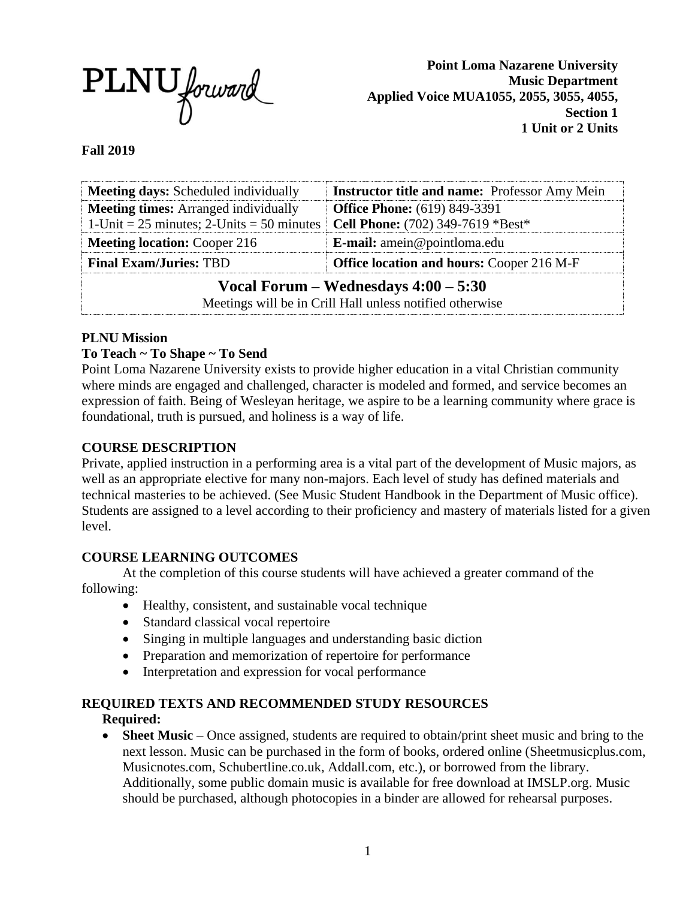PLNU forward

**Point Loma Nazarene University**
**Music Department**
**Applied Voice MUA1055, 2055, 3055, 4055,**
**Section 1**
**1 Unit or 2 Units**

**Fall 2019**

| **Meeting days:** Scheduled individually | **Instructor title and name:** Professor Amy Mein |
|---|---|
| **Meeting times:** Arranged individually<br>1-Unit = 25 minutes; 2-Units = 50 minutes | **Office Phone:** (619) 849-3391<br>**Cell Phone:** (702) 349-7619 *Best* |
| **Meeting location:** Cooper 216 | **E-mail:** amein@pointloma.edu |
| **Final Exam/Juries:** TBD | **Office location and hours:** Cooper 216 M-F |
| **Vocal Forum – Wednesdays 4:00 – 5:30**<br>Meetings will be in Crill Hall unless notified otherwise | |

**PLNU Mission**

**To Teach ~ To Shape ~ To Send**

Point Loma Nazarene University exists to provide higher education in a vital Christian community where minds are engaged and challenged, character is modeled and formed, and service becomes an expression of faith. Being of Wesleyan heritage, we aspire to be a learning community where grace is foundational, truth is pursued, and holiness is a way of life.

**COURSE DESCRIPTION**

Private, applied instruction in a performing area is a vital part of the development of Music majors, as well as an appropriate elective for many non-majors. Each level of study has defined materials and technical masteries to be achieved. (See Music Student Handbook in the Department of Music office). Students are assigned to a level according to their proficiency and mastery of materials listed for a given level.

**COURSE LEARNING OUTCOMES**

At the completion of this course students will have achieved a greater command of the following:

- Healthy, consistent, and sustainable vocal technique
- Standard classical vocal repertoire
- Singing in multiple languages and understanding basic diction
- Preparation and memorization of repertoire for performance
- Interpretation and expression for vocal performance

**REQUIRED TEXTS AND RECOMMENDED STUDY RESOURCES**

**Required:**

- **Sheet Music** – Once assigned, students are required to obtain/print sheet music and bring to the next lesson. Music can be purchased in the form of books, ordered online (Sheetmusicplus.com, Musicnotes.com, Schubertline.co.uk, Addall.com, etc.), or borrowed from the library. Additionally, some public domain music is available for free download at IMSLP.org. Music should be purchased, although photocopies in a binder are allowed for rehearsal purposes.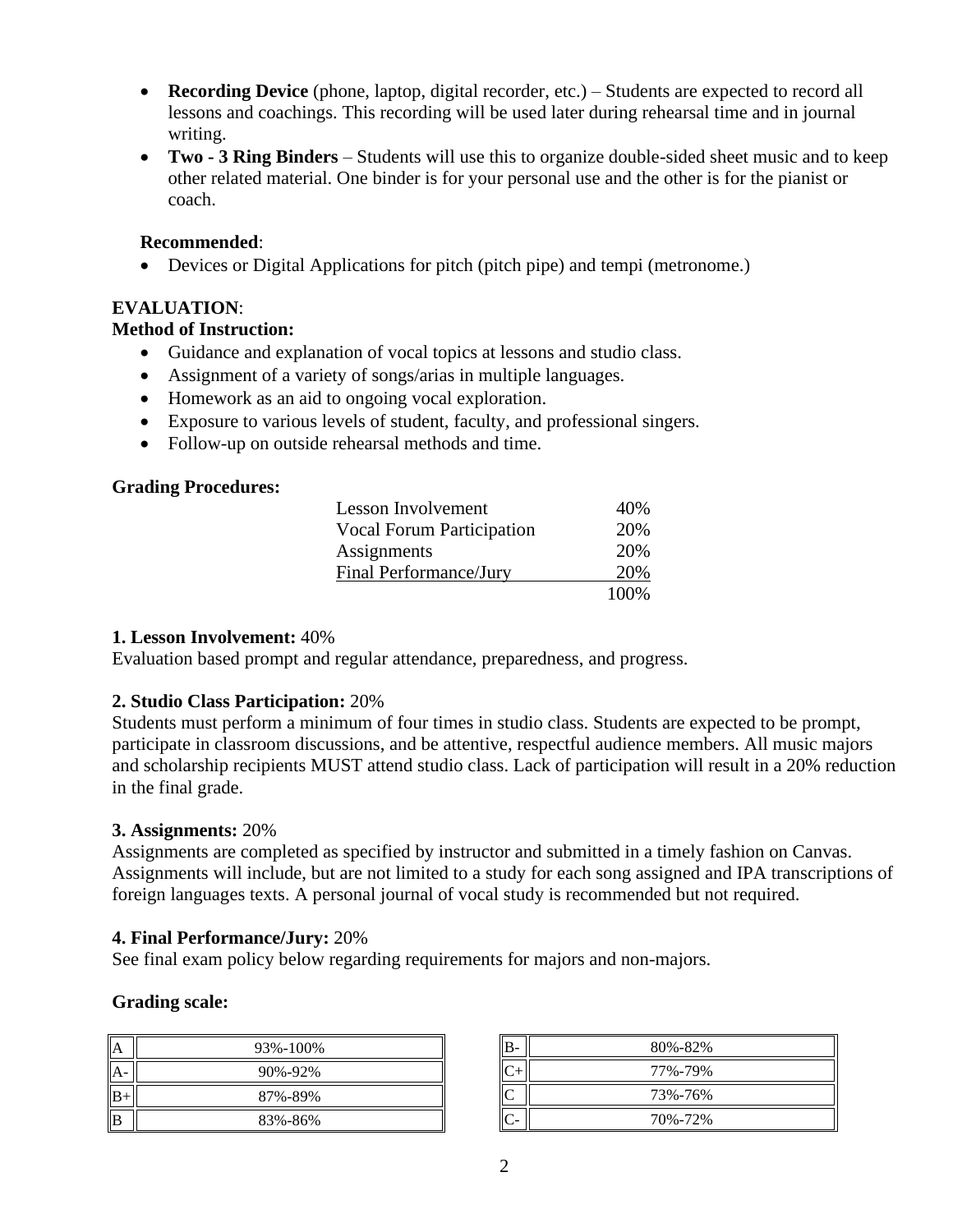- **Recording Device** (phone, laptop, digital recorder, etc.) – Students are expected to record all lessons and coachings. This recording will be used later during rehearsal time and in journal writing.
- **Two - 3 Ring Binders** – Students will use this to organize double-sided sheet music and to keep other related material. One binder is for your personal use and the other is for the pianist or coach.

**Recommended**:

- Devices or Digital Applications for pitch (pitch pipe) and tempi (metronome.)

**EVALUATION**:

**Method of Instruction:**

- Guidance and explanation of vocal topics at lessons and studio class.
- Assignment of a variety of songs/arias in multiple languages.
- Homework as an aid to ongoing vocal exploration.
- Exposure to various levels of student, faculty, and professional singers.
- Follow-up on outside rehearsal methods and time.

**Grading Procedures:**

| | |
|---|---|
| Lesson Involvement | 40% |
| Vocal Forum Participation | 20% |
| Assignments | 20% |
| Final Performance/Jury | 20% |
| | 100% |

**1. Lesson Involvement:** 40%
Evaluation based prompt and regular attendance, preparedness, and progress.

**2. Studio Class Participation:** 20%
Students must perform a minimum of four times in studio class. Students are expected to be prompt, participate in classroom discussions, and be attentive, respectful audience members. All music majors and scholarship recipients MUST attend studio class. Lack of participation will result in a 20% reduction in the final grade.

**3. Assignments:** 20%
Assignments are completed as specified by instructor and submitted in a timely fashion on Canvas. Assignments will include, but are not limited to a study for each song assigned and IPA transcriptions of foreign languages texts. A personal journal of vocal study is recommended but not required.

**4. Final Performance/Jury:** 20%
See final exam policy below regarding requirements for majors and non-majors.

**Grading scale:**

| | |
|---|---|
| A | 93%-100% |
| A- | 90%-92% |
| B+ | 87%-89% |
| B | 83%-86% |
| B- | 80%-82% |
| C+ | 77%-79% |
| C | 73%-76% |
| C- | 70%-72% |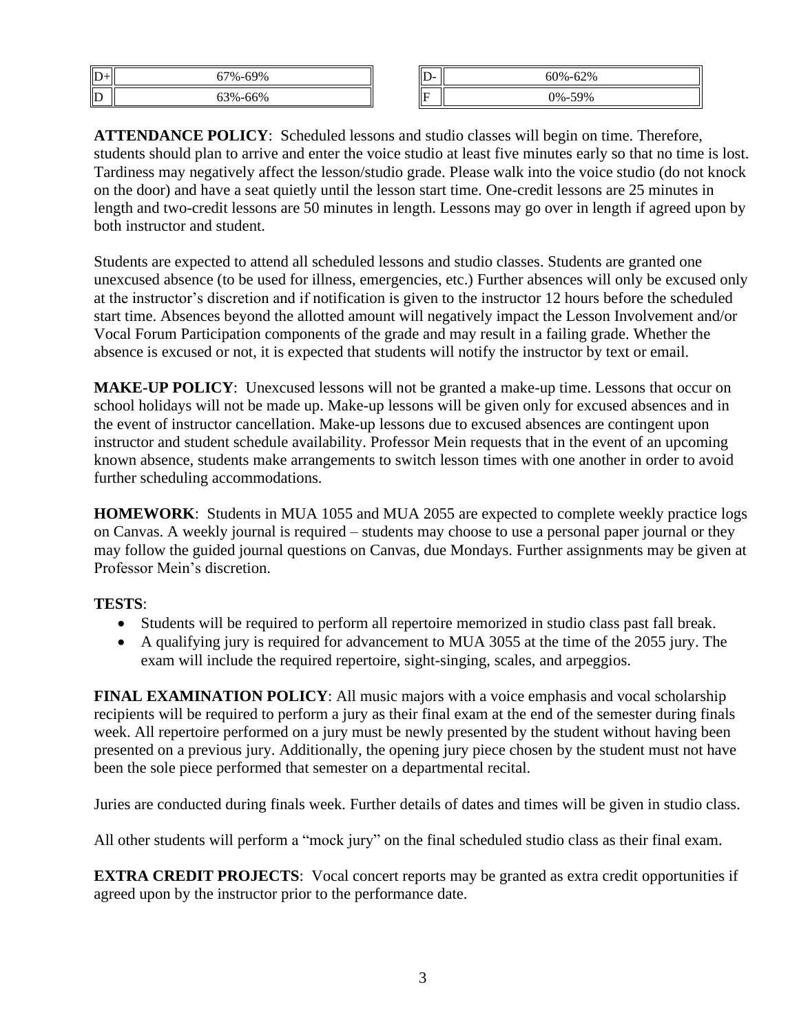| D+ | 67%-69% | D- | 60%-62% |
|---|---|---|---|
| D | 63%-66% | F | 0%-59% |

**ATTENDANCE POLICY**: Scheduled lessons and studio classes will begin on time. Therefore, students should plan to arrive and enter the voice studio at least five minutes early so that no time is lost. Tardiness may negatively affect the lesson/studio grade. Please walk into the voice studio (do not knock on the door) and have a seat quietly until the lesson start time. One-credit lessons are 25 minutes in length and two-credit lessons are 50 minutes in length. Lessons may go over in length if agreed upon by both instructor and student.

Students are expected to attend all scheduled lessons and studio classes. Students are granted one unexcused absence (to be used for illness, emergencies, etc.) Further absences will only be excused only at the instructor's discretion and if notification is given to the instructor 12 hours before the scheduled start time. Absences beyond the allotted amount will negatively impact the Lesson Involvement and/or Vocal Forum Participation components of the grade and may result in a failing grade. Whether the absence is excused or not, it is expected that students will notify the instructor by text or email.

**MAKE-UP POLICY**: Unexcused lessons will not be granted a make-up time. Lessons that occur on school holidays will not be made up. Make-up lessons will be given only for excused absences and in the event of instructor cancellation. Make-up lessons due to excused absences are contingent upon instructor and student schedule availability. Professor Mein requests that in the event of an upcoming known absence, students make arrangements to switch lesson times with one another in order to avoid further scheduling accommodations.

**HOMEWORK**: Students in MUA 1055 and MUA 2055 are expected to complete weekly practice logs on Canvas. A weekly journal is required – students may choose to use a personal paper journal or they may follow the guided journal questions on Canvas, due Mondays. Further assignments may be given at Professor Mein's discretion.

**TESTS**:

- Students will be required to perform all repertoire memorized in studio class past fall break.
- A qualifying jury is required for advancement to MUA 3055 at the time of the 2055 jury. The exam will include the required repertoire, sight-singing, scales, and arpeggios.

**FINAL EXAMINATION POLICY**: All music majors with a voice emphasis and vocal scholarship recipients will be required to perform a jury as their final exam at the end of the semester during finals week. All repertoire performed on a jury must be newly presented by the student without having been presented on a previous jury. Additionally, the opening jury piece chosen by the student must not have been the sole piece performed that semester on a departmental recital.

Juries are conducted during finals week. Further details of dates and times will be given in studio class.

All other students will perform a "mock jury" on the final scheduled studio class as their final exam.

**EXTRA CREDIT PROJECTS**: Vocal concert reports may be granted as extra credit opportunities if agreed upon by the instructor prior to the performance date.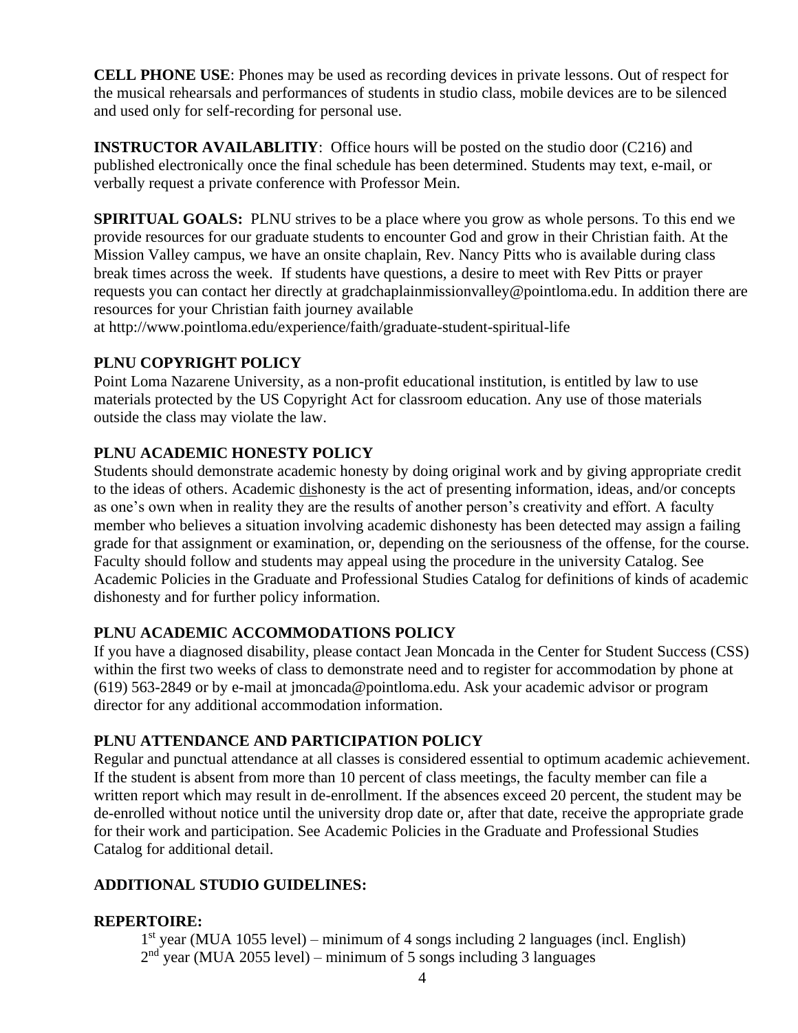**CELL PHONE USE**: Phones may be used as recording devices in private lessons. Out of respect for the musical rehearsals and performances of students in studio class, mobile devices are to be silenced and used only for self-recording for personal use.

**INSTRUCTOR AVAILABLITIY**: Office hours will be posted on the studio door (C216) and published electronically once the final schedule has been determined. Students may text, e-mail, or verbally request a private conference with Professor Mein.

**SPIRITUAL GOALS:** PLNU strives to be a place where you grow as whole persons. To this end we provide resources for our graduate students to encounter God and grow in their Christian faith. At the Mission Valley campus, we have an onsite chaplain, Rev. Nancy Pitts who is available during class break times across the week. If students have questions, a desire to meet with Rev Pitts or prayer requests you can contact her directly at gradchaplainmissionvalley@pointloma.edu. In addition there are resources for your Christian faith journey available at http://www.pointloma.edu/experience/faith/graduate-student-spiritual-life

**PLNU COPYRIGHT POLICY**

Point Loma Nazarene University, as a non-profit educational institution, is entitled by law to use materials protected by the US Copyright Act for classroom education. Any use of those materials outside the class may violate the law.

**PLNU ACADEMIC HONESTY POLICY**

Students should demonstrate academic honesty by doing original work and by giving appropriate credit to the ideas of others. Academic dishonesty is the act of presenting information, ideas, and/or concepts as one's own when in reality they are the results of another person's creativity and effort. A faculty member who believes a situation involving academic dishonesty has been detected may assign a failing grade for that assignment or examination, or, depending on the seriousness of the offense, for the course. Faculty should follow and students may appeal using the procedure in the university Catalog. See Academic Policies in the Graduate and Professional Studies Catalog for definitions of kinds of academic dishonesty and for further policy information.

**PLNU ACADEMIC ACCOMMODATIONS POLICY**

If you have a diagnosed disability, please contact Jean Moncada in the Center for Student Success (CSS) within the first two weeks of class to demonstrate need and to register for accommodation by phone at (619) 563-2849 or by e-mail at jmoncada@pointloma.edu. Ask your academic advisor or program director for any additional accommodation information.

**PLNU ATTENDANCE AND PARTICIPATION POLICY**

Regular and punctual attendance at all classes is considered essential to optimum academic achievement. If the student is absent from more than 10 percent of class meetings, the faculty member can file a written report which may result in de-enrollment. If the absences exceed 20 percent, the student may be de-enrolled without notice until the university drop date or, after that date, receive the appropriate grade for their work and participation. See Academic Policies in the Graduate and Professional Studies Catalog for additional detail.

**ADDITIONAL STUDIO GUIDELINES:**

**REPERTOIRE:**

1st year (MUA 1055 level) – minimum of 4 songs including 2 languages (incl. English)
2nd year (MUA 2055 level) – minimum of 5 songs including 3 languages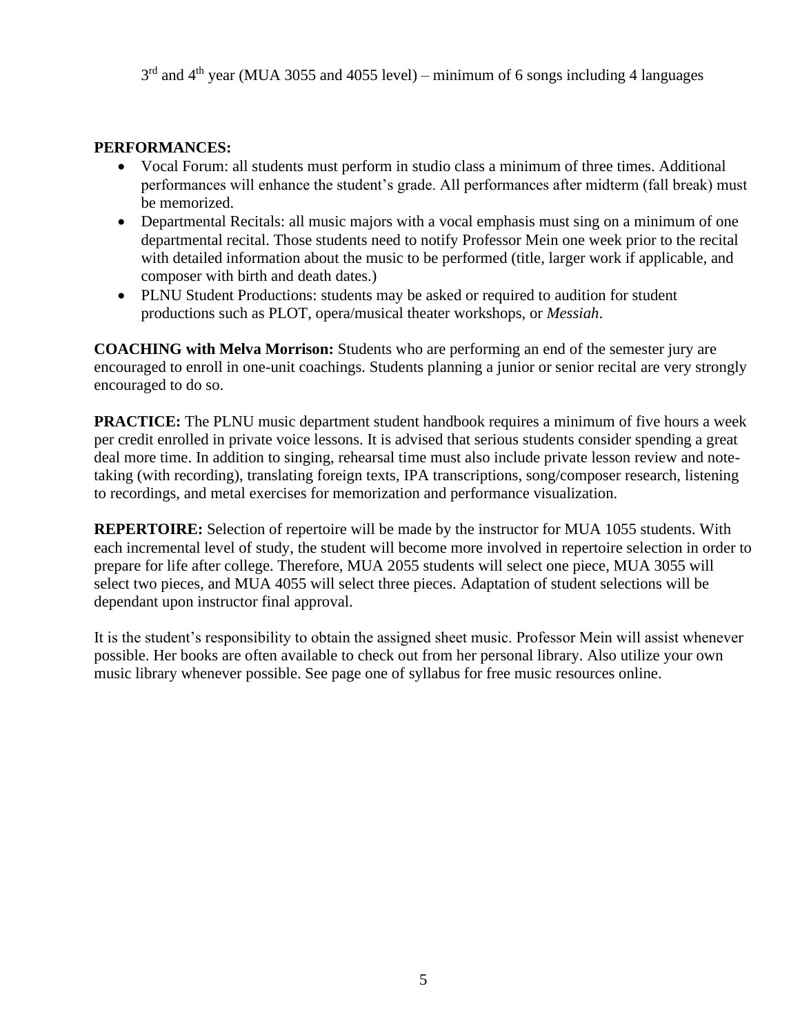3rd and 4th year (MUA 3055 and 4055 level) – minimum of 6 songs including 4 languages

**PERFORMANCES:**

- Vocal Forum: all students must perform in studio class a minimum of three times. Additional performances will enhance the student's grade. All performances after midterm (fall break) must be memorized.
- Departmental Recitals: all music majors with a vocal emphasis must sing on a minimum of one departmental recital. Those students need to notify Professor Mein one week prior to the recital with detailed information about the music to be performed (title, larger work if applicable, and composer with birth and death dates.)
- PLNU Student Productions: students may be asked or required to audition for student productions such as PLOT, opera/musical theater workshops, or *Messiah*.

**COACHING with Melva Morrison:** Students who are performing an end of the semester jury are encouraged to enroll in one-unit coachings. Students planning a junior or senior recital are very strongly encouraged to do so.

**PRACTICE:** The PLNU music department student handbook requires a minimum of five hours a week per credit enrolled in private voice lessons. It is advised that serious students consider spending a great deal more time. In addition to singing, rehearsal time must also include private lesson review and note-taking (with recording), translating foreign texts, IPA transcriptions, song/composer research, listening to recordings, and metal exercises for memorization and performance visualization.

**REPERTOIRE:** Selection of repertoire will be made by the instructor for MUA 1055 students. With each incremental level of study, the student will become more involved in repertoire selection in order to prepare for life after college. Therefore, MUA 2055 students will select one piece, MUA 3055 will select two pieces, and MUA 4055 will select three pieces. Adaptation of student selections will be dependant upon instructor final approval.

It is the student's responsibility to obtain the assigned sheet music. Professor Mein will assist whenever possible. Her books are often available to check out from her personal library. Also utilize your own music library whenever possible. See page one of syllabus for free music resources online.